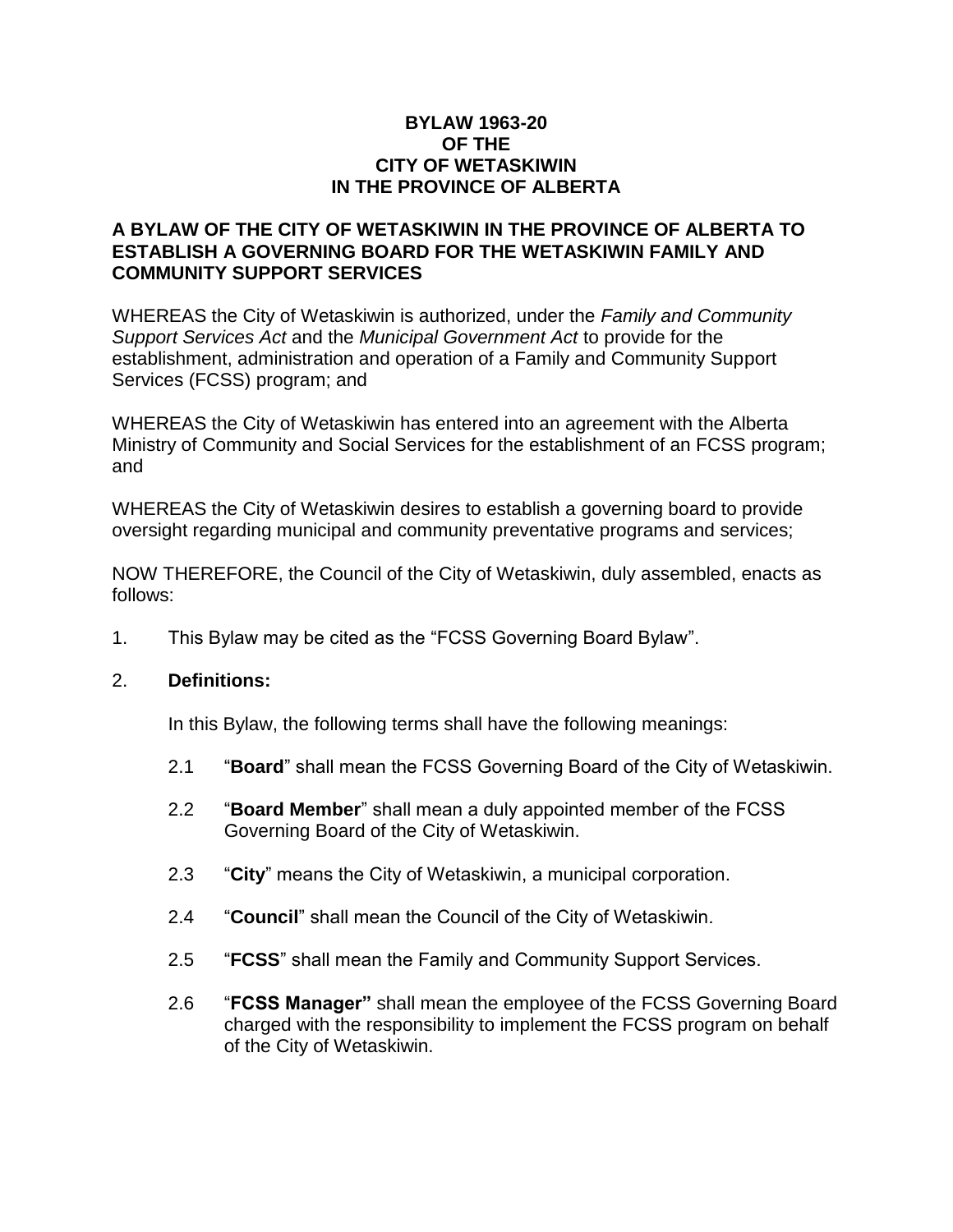# BYLAW 1963-20
# OF THE
# CITY OF WETASKIWIN
# IN THE PROVINCE OF ALBERTA

**A BYLAW OF THE CITY OF WETASKIWIN IN THE PROVINCE OF ALBERTA TO ESTABLISH A GOVERNING BOARD FOR THE WETASKIWIN FAMILY AND COMMUNITY SUPPORT SERVICES**

WHEREAS the City of Wetaskiwin is authorized, under the *Family and Community Support Services Act* and the *Municipal Government Act* to provide for the establishment, administration and operation of a Family and Community Support Services (FCSS) program; and

WHEREAS the City of Wetaskiwin has entered into an agreement with the Alberta Ministry of Community and Social Services for the establishment of an FCSS program; and

WHEREAS the City of Wetaskiwin desires to establish a governing board to provide oversight regarding municipal and community preventative programs and services;

NOW THEREFORE, the Council of the City of Wetaskiwin, duly assembled, enacts as follows:

1. This Bylaw may be cited as the "FCSS Governing Board Bylaw".

2. **Definitions:**

   In this Bylaw, the following terms shall have the following meanings:

   2.1 "**Board**" shall mean the FCSS Governing Board of the City of Wetaskiwin.

   2.2 "**Board Member**" shall mean a duly appointed member of the FCSS Governing Board of the City of Wetaskiwin.

   2.3 "**City**" means the City of Wetaskiwin, a municipal corporation.

   2.4 "**Council**" shall mean the Council of the City of Wetaskiwin.

   2.5 "**FCSS**" shall mean the Family and Community Support Services.

   2.6 "**FCSS Manager"** shall mean the employee of the FCSS Governing Board charged with the responsibility to implement the FCSS program on behalf of the City of Wetaskiwin.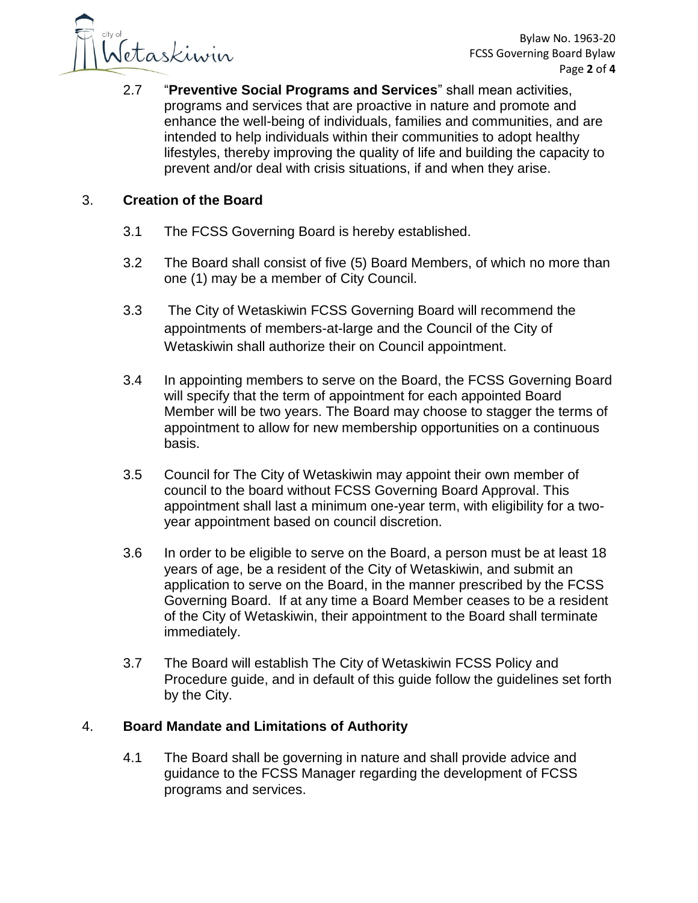2.7 "**Preventive Social Programs and Services**" shall mean activities, programs and services that are proactive in nature and promote and enhance the well-being of individuals, families and communities, and are intended to help individuals within their communities to adopt healthy lifestyles, thereby improving the quality of life and building the capacity to prevent and/or deal with crisis situations, if and when they arise.

## 3. Creation of the Board

3.1 The FCSS Governing Board is hereby established.

3.2 The Board shall consist of five (5) Board Members, of which no more than one (1) may be a member of City Council.

3.3 The City of Wetaskiwin FCSS Governing Board will recommend the appointments of members-at-large and the Council of the City of Wetaskiwin shall authorize their on Council appointment.

3.4 In appointing members to serve on the Board, the FCSS Governing Board will specify that the term of appointment for each appointed Board Member will be two years. The Board may choose to stagger the terms of appointment to allow for new membership opportunities on a continuous basis.

3.5 Council for The City of Wetaskiwin may appoint their own member of council to the board without FCSS Governing Board Approval. This appointment shall last a minimum one-year term, with eligibility for a two-year appointment based on council discretion.

3.6 In order to be eligible to serve on the Board, a person must be at least 18 years of age, be a resident of the City of Wetaskiwin, and submit an application to serve on the Board, in the manner prescribed by the FCSS Governing Board. If at any time a Board Member ceases to be a resident of the City of Wetaskiwin, their appointment to the Board shall terminate immediately.

3.7 The Board will establish The City of Wetaskiwin FCSS Policy and Procedure guide, and in default of this guide follow the guidelines set forth by the City.

## 4. Board Mandate and Limitations of Authority

4.1 The Board shall be governing in nature and shall provide advice and guidance to the FCSS Manager regarding the development of FCSS programs and services.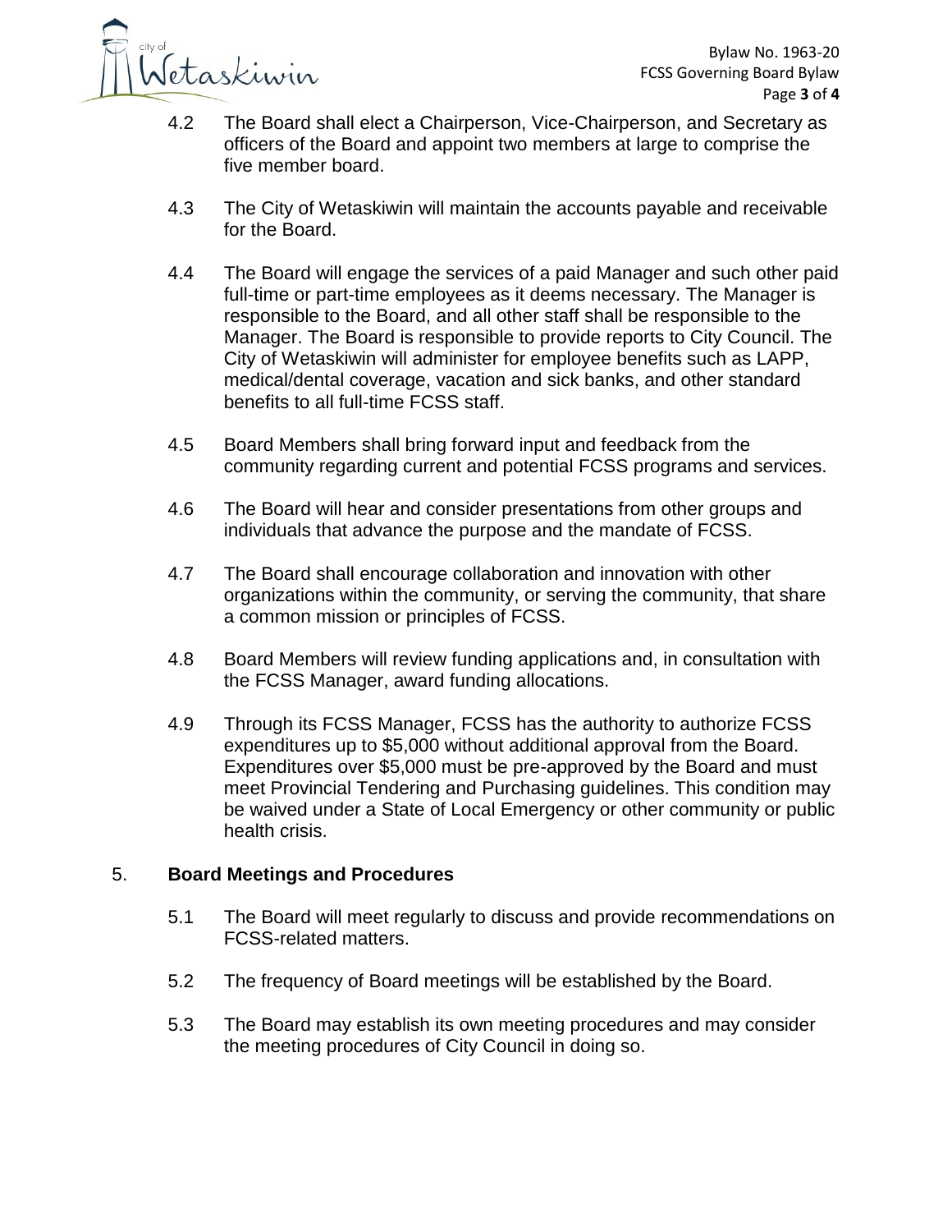4.2 The Board shall elect a Chairperson, Vice-Chairperson, and Secretary as officers of the Board and appoint two members at large to comprise the five member board.

4.3 The City of Wetaskiwin will maintain the accounts payable and receivable for the Board.

4.4 The Board will engage the services of a paid Manager and such other paid full-time or part-time employees as it deems necessary. The Manager is responsible to the Board, and all other staff shall be responsible to the Manager. The Board is responsible to provide reports to City Council. The City of Wetaskiwin will administer for employee benefits such as LAPP, medical/dental coverage, vacation and sick banks, and other standard benefits to all full-time FCSS staff.

4.5 Board Members shall bring forward input and feedback from the community regarding current and potential FCSS programs and services.

4.6 The Board will hear and consider presentations from other groups and individuals that advance the purpose and the mandate of FCSS.

4.7 The Board shall encourage collaboration and innovation with other organizations within the community, or serving the community, that share a common mission or principles of FCSS.

4.8 Board Members will review funding applications and, in consultation with the FCSS Manager, award funding allocations.

4.9 Through its FCSS Manager, FCSS has the authority to authorize FCSS expenditures up to $5,000 without additional approval from the Board. Expenditures over $5,000 must be pre-approved by the Board and must meet Provincial Tendering and Purchasing guidelines. This condition may be waived under a State of Local Emergency or other community or public health crisis.

## 5. Board Meetings and Procedures

5.1 The Board will meet regularly to discuss and provide recommendations on FCSS-related matters.

5.2 The frequency of Board meetings will be established by the Board.

5.3 The Board may establish its own meeting procedures and may consider the meeting procedures of City Council in doing so.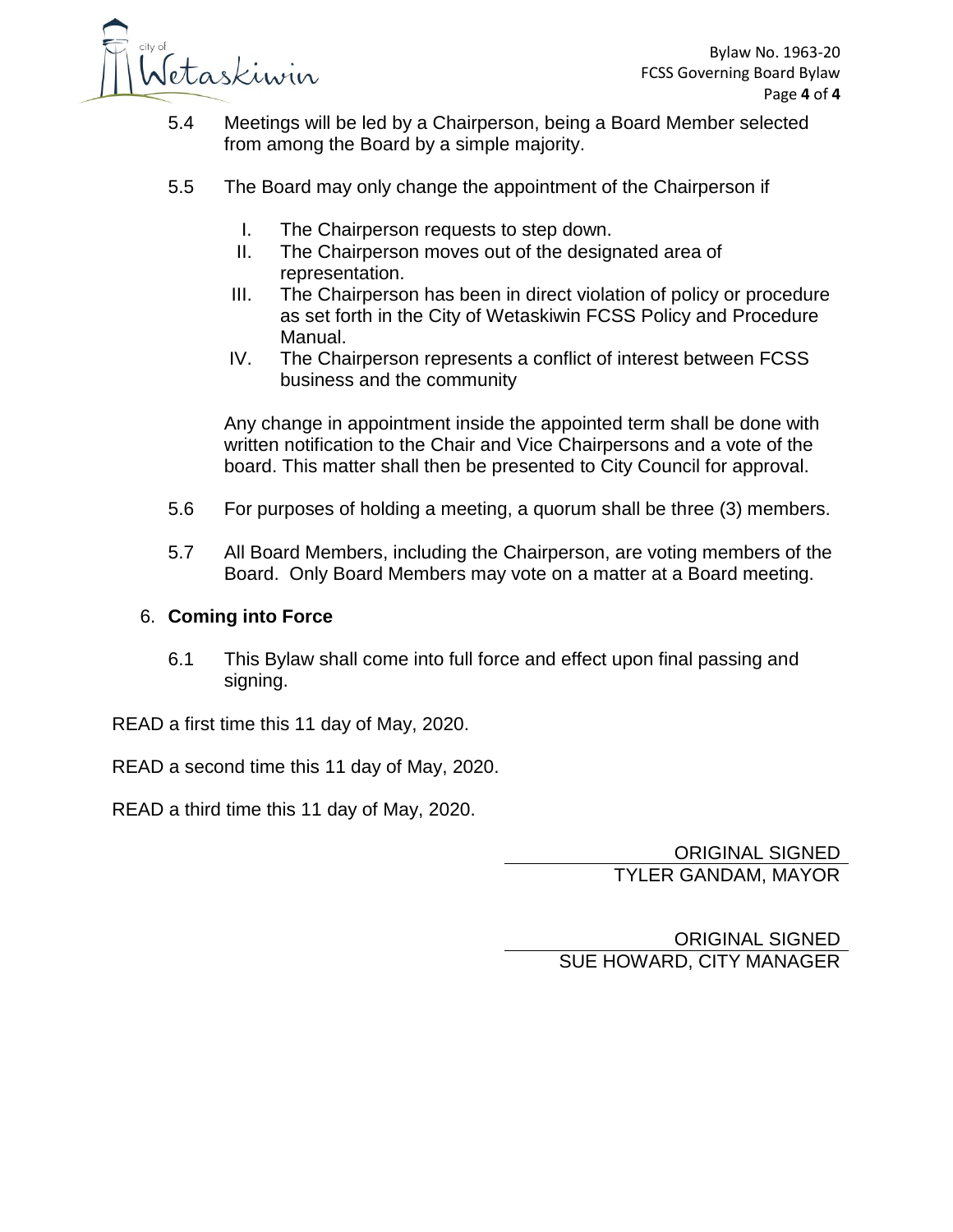5.4 Meetings will be led by a Chairperson, being a Board Member selected from among the Board by a simple majority.

5.5 The Board may only change the appointment of the Chairperson if

I. The Chairperson requests to step down.
II. The Chairperson moves out of the designated area of representation.
III. The Chairperson has been in direct violation of policy or procedure as set forth in the City of Wetaskiwin FCSS Policy and Procedure Manual.
IV. The Chairperson represents a conflict of interest between FCSS business and the community

Any change in appointment inside the appointed term shall be done with written notification to the Chair and Vice Chairpersons and a vote of the board. This matter shall then be presented to City Council for approval.

5.6 For purposes of holding a meeting, a quorum shall be three (3) members.

5.7 All Board Members, including the Chairperson, are voting members of the Board. Only Board Members may vote on a matter at a Board meeting.

## 6. Coming into Force

6.1 This Bylaw shall come into full force and effect upon final passing and signing.

READ a first time this 11 day of May, 2020.

READ a second time this 11 day of May, 2020.

READ a third time this 11 day of May, 2020.

ORIGINAL SIGNED
TYLER GANDAM, MAYOR

ORIGINAL SIGNED
SUE HOWARD, CITY MANAGER